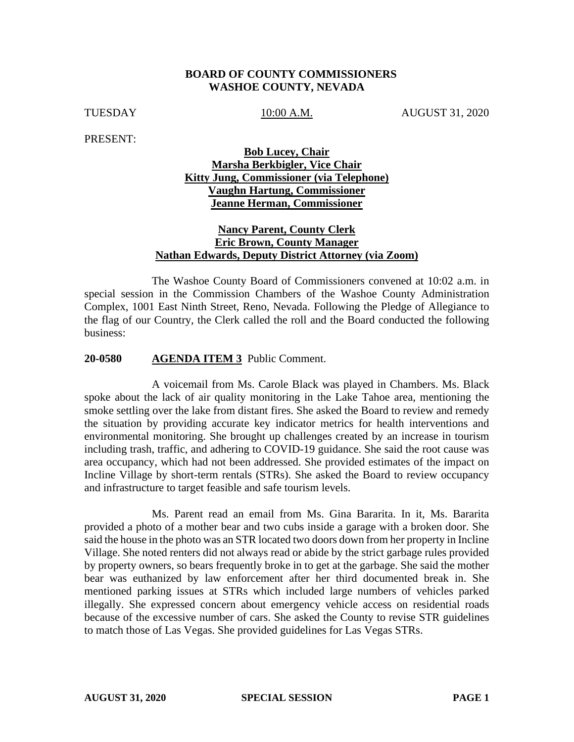**BOARD OF COUNTY COMMISSIONERS**
**WASHOE COUNTY, NEVADA**

TUESDAY 10:00 A.M. AUGUST 31, 2020

PRESENT:

**Bob Lucey, Chair**
**Marsha Berkbigler, Vice Chair**
**Kitty Jung, Commissioner (via Telephone)**
**Vaughn Hartung, Commissioner**
**Jeanne Herman, Commissioner**

**Nancy Parent, County Clerk**
**Eric Brown, County Manager**
**Nathan Edwards, Deputy District Attorney (via Zoom)**

The Washoe County Board of Commissioners convened at 10:02 a.m. in special session in the Commission Chambers of the Washoe County Administration Complex, 1001 East Ninth Street, Reno, Nevada. Following the Pledge of Allegiance to the flag of our Country, the Clerk called the roll and the Board conducted the following business:

**20-0580 AGENDA ITEM 3** Public Comment.

A voicemail from Ms. Carole Black was played in Chambers. Ms. Black spoke about the lack of air quality monitoring in the Lake Tahoe area, mentioning the smoke settling over the lake from distant fires. She asked the Board to review and remedy the situation by providing accurate key indicator metrics for health interventions and environmental monitoring. She brought up challenges created by an increase in tourism including trash, traffic, and adhering to COVID-19 guidance. She said the root cause was area occupancy, which had not been addressed. She provided estimates of the impact on Incline Village by short-term rentals (STRs). She asked the Board to review occupancy and infrastructure to target feasible and safe tourism levels.

Ms. Parent read an email from Ms. Gina Bararita. In it, Ms. Bararita provided a photo of a mother bear and two cubs inside a garage with a broken door. She said the house in the photo was an STR located two doors down from her property in Incline Village. She noted renters did not always read or abide by the strict garbage rules provided by property owners, so bears frequently broke in to get at the garbage. She said the mother bear was euthanized by law enforcement after her third documented break in. She mentioned parking issues at STRs which included large numbers of vehicles parked illegally. She expressed concern about emergency vehicle access on residential roads because of the excessive number of cars. She asked the County to revise STR guidelines to match those of Las Vegas. She provided guidelines for Las Vegas STRs.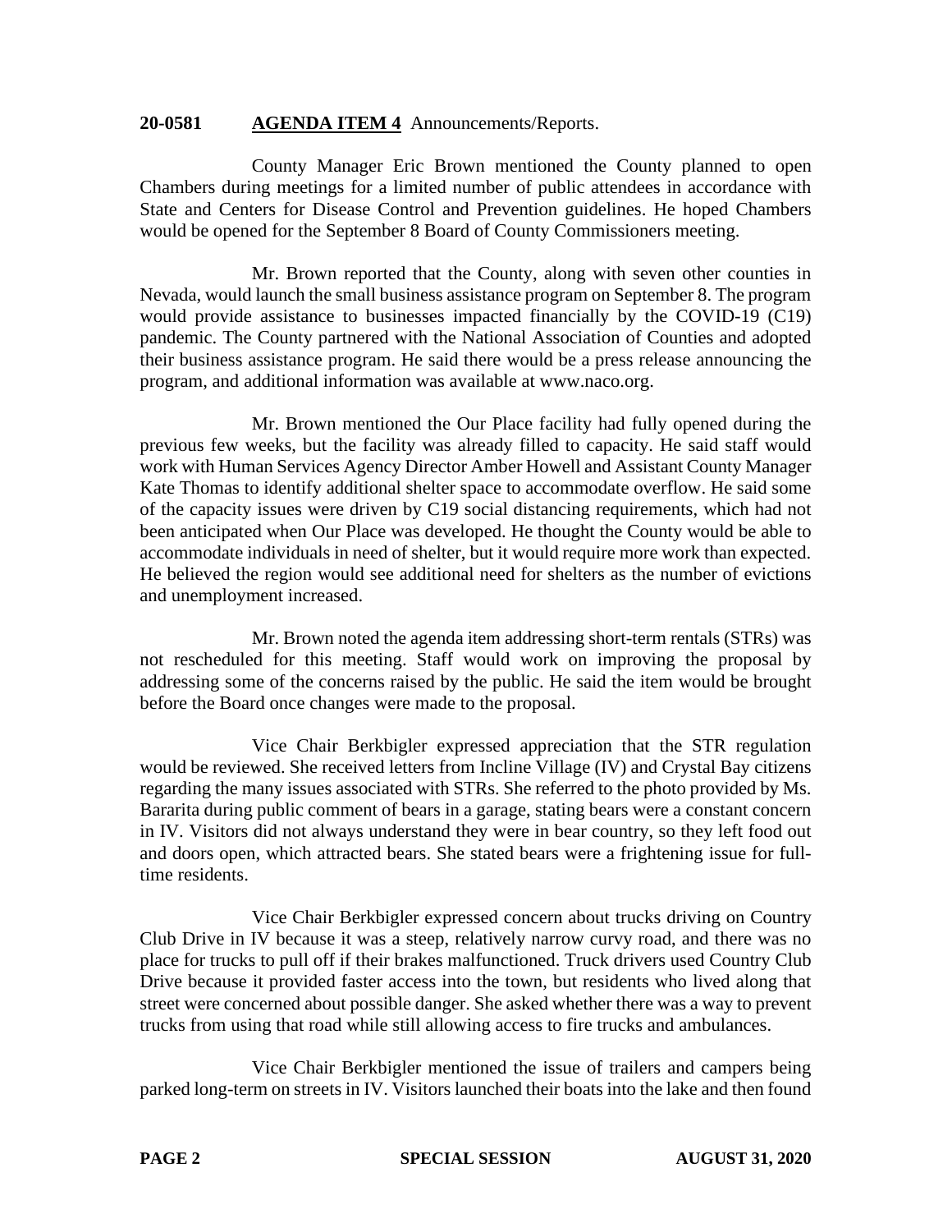**20-0581 AGENDA ITEM 4** Announcements/Reports.

County Manager Eric Brown mentioned the County planned to open Chambers during meetings for a limited number of public attendees in accordance with State and Centers for Disease Control and Prevention guidelines. He hoped Chambers would be opened for the September 8 Board of County Commissioners meeting.

Mr. Brown reported that the County, along with seven other counties in Nevada, would launch the small business assistance program on September 8. The program would provide assistance to businesses impacted financially by the COVID-19 (C19) pandemic. The County partnered with the National Association of Counties and adopted their business assistance program. He said there would be a press release announcing the program, and additional information was available at www.naco.org.

Mr. Brown mentioned the Our Place facility had fully opened during the previous few weeks, but the facility was already filled to capacity. He said staff would work with Human Services Agency Director Amber Howell and Assistant County Manager Kate Thomas to identify additional shelter space to accommodate overflow. He said some of the capacity issues were driven by C19 social distancing requirements, which had not been anticipated when Our Place was developed. He thought the County would be able to accommodate individuals in need of shelter, but it would require more work than expected. He believed the region would see additional need for shelters as the number of evictions and unemployment increased.

Mr. Brown noted the agenda item addressing short-term rentals (STRs) was not rescheduled for this meeting. Staff would work on improving the proposal by addressing some of the concerns raised by the public. He said the item would be brought before the Board once changes were made to the proposal.

Vice Chair Berkbigler expressed appreciation that the STR regulation would be reviewed. She received letters from Incline Village (IV) and Crystal Bay citizens regarding the many issues associated with STRs. She referred to the photo provided by Ms. Bararita during public comment of bears in a garage, stating bears were a constant concern in IV. Visitors did not always understand they were in bear country, so they left food out and doors open, which attracted bears. She stated bears were a frightening issue for full-time residents.

Vice Chair Berkbigler expressed concern about trucks driving on Country Club Drive in IV because it was a steep, relatively narrow curvy road, and there was no place for trucks to pull off if their brakes malfunctioned. Truck drivers used Country Club Drive because it provided faster access into the town, but residents who lived along that street were concerned about possible danger. She asked whether there was a way to prevent trucks from using that road while still allowing access to fire trucks and ambulances.

Vice Chair Berkbigler mentioned the issue of trailers and campers being parked long-term on streets in IV. Visitors launched their boats into the lake and then found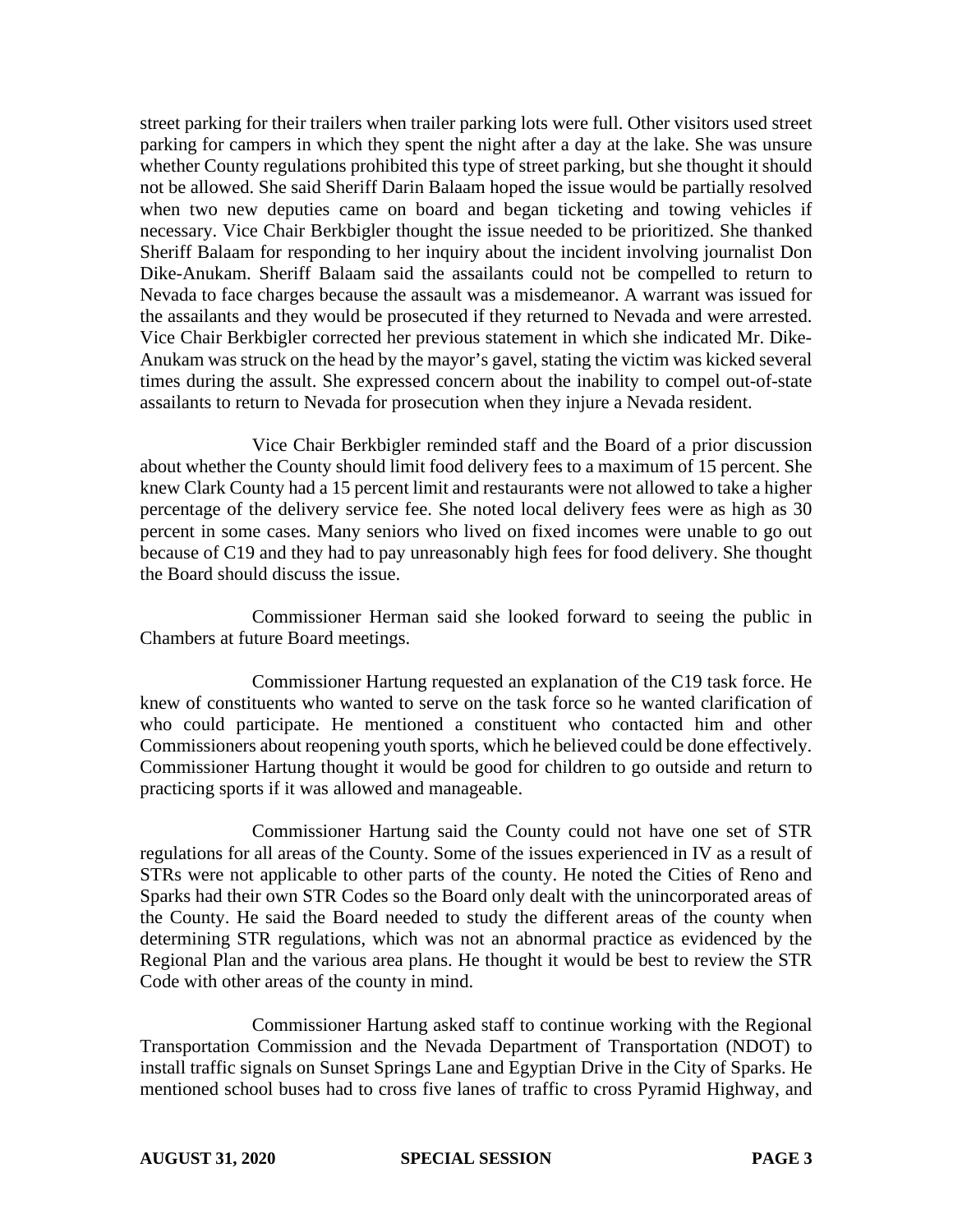street parking for their trailers when trailer parking lots were full. Other visitors used street parking for campers in which they spent the night after a day at the lake. She was unsure whether County regulations prohibited this type of street parking, but she thought it should not be allowed. She said Sheriff Darin Balaam hoped the issue would be partially resolved when two new deputies came on board and began ticketing and towing vehicles if necessary. Vice Chair Berkbigler thought the issue needed to be prioritized. She thanked Sheriff Balaam for responding to her inquiry about the incident involving journalist Don Dike-Anukam. Sheriff Balaam said the assailants could not be compelled to return to Nevada to face charges because the assault was a misdemeanor. A warrant was issued for the assailants and they would be prosecuted if they returned to Nevada and were arrested. Vice Chair Berkbigler corrected her previous statement in which she indicated Mr. Dike-Anukam was struck on the head by the mayor's gavel, stating the victim was kicked several times during the assult. She expressed concern about the inability to compel out-of-state assailants to return to Nevada for prosecution when they injure a Nevada resident.

Vice Chair Berkbigler reminded staff and the Board of a prior discussion about whether the County should limit food delivery fees to a maximum of 15 percent. She knew Clark County had a 15 percent limit and restaurants were not allowed to take a higher percentage of the delivery service fee. She noted local delivery fees were as high as 30 percent in some cases. Many seniors who lived on fixed incomes were unable to go out because of C19 and they had to pay unreasonably high fees for food delivery. She thought the Board should discuss the issue.

Commissioner Herman said she looked forward to seeing the public in Chambers at future Board meetings.

Commissioner Hartung requested an explanation of the C19 task force. He knew of constituents who wanted to serve on the task force so he wanted clarification of who could participate. He mentioned a constituent who contacted him and other Commissioners about reopening youth sports, which he believed could be done effectively. Commissioner Hartung thought it would be good for children to go outside and return to practicing sports if it was allowed and manageable.

Commissioner Hartung said the County could not have one set of STR regulations for all areas of the County. Some of the issues experienced in IV as a result of STRs were not applicable to other parts of the county. He noted the Cities of Reno and Sparks had their own STR Codes so the Board only dealt with the unincorporated areas of the County. He said the Board needed to study the different areas of the county when determining STR regulations, which was not an abnormal practice as evidenced by the Regional Plan and the various area plans. He thought it would be best to review the STR Code with other areas of the county in mind.

Commissioner Hartung asked staff to continue working with the Regional Transportation Commission and the Nevada Department of Transportation (NDOT) to install traffic signals on Sunset Springs Lane and Egyptian Drive in the City of Sparks. He mentioned school buses had to cross five lanes of traffic to cross Pyramid Highway, and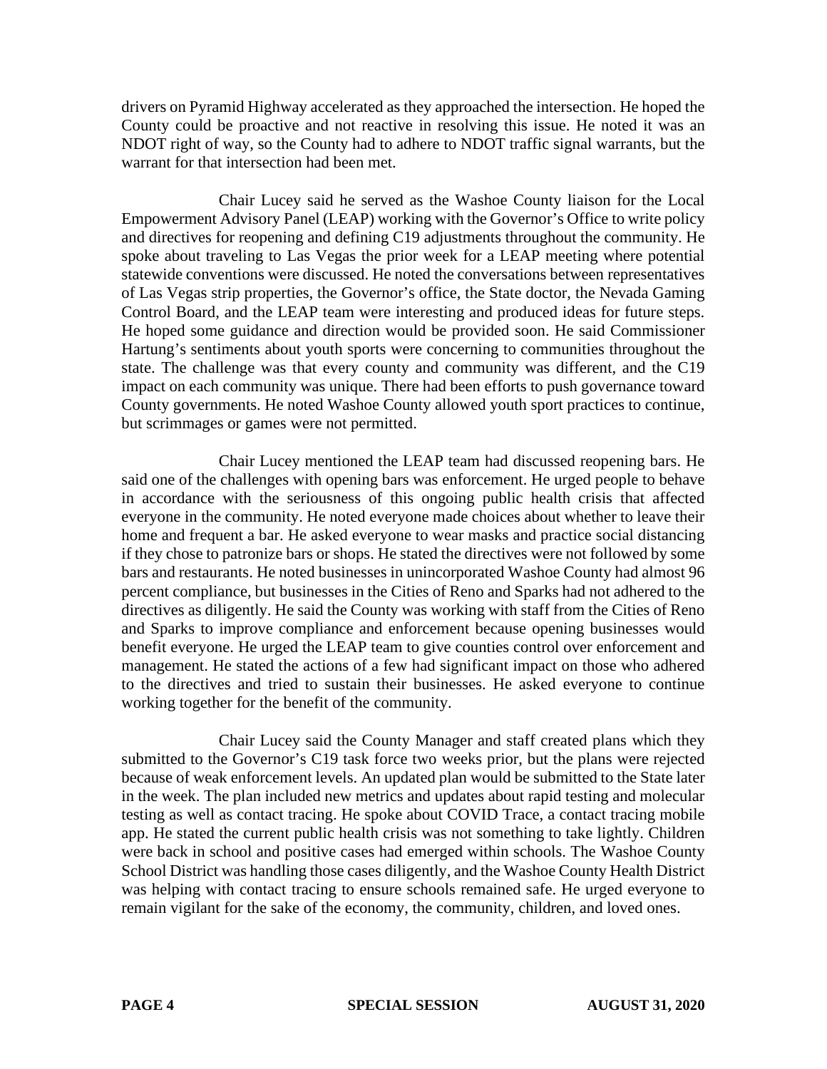drivers on Pyramid Highway accelerated as they approached the intersection. He hoped the County could be proactive and not reactive in resolving this issue. He noted it was an NDOT right of way, so the County had to adhere to NDOT traffic signal warrants, but the warrant for that intersection had been met.

Chair Lucey said he served as the Washoe County liaison for the Local Empowerment Advisory Panel (LEAP) working with the Governor's Office to write policy and directives for reopening and defining C19 adjustments throughout the community. He spoke about traveling to Las Vegas the prior week for a LEAP meeting where potential statewide conventions were discussed. He noted the conversations between representatives of Las Vegas strip properties, the Governor's office, the State doctor, the Nevada Gaming Control Board, and the LEAP team were interesting and produced ideas for future steps. He hoped some guidance and direction would be provided soon. He said Commissioner Hartung's sentiments about youth sports were concerning to communities throughout the state. The challenge was that every county and community was different, and the C19 impact on each community was unique. There had been efforts to push governance toward County governments. He noted Washoe County allowed youth sport practices to continue, but scrimmages or games were not permitted.

Chair Lucey mentioned the LEAP team had discussed reopening bars. He said one of the challenges with opening bars was enforcement. He urged people to behave in accordance with the seriousness of this ongoing public health crisis that affected everyone in the community. He noted everyone made choices about whether to leave their home and frequent a bar. He asked everyone to wear masks and practice social distancing if they chose to patronize bars or shops. He stated the directives were not followed by some bars and restaurants. He noted businesses in unincorporated Washoe County had almost 96 percent compliance, but businesses in the Cities of Reno and Sparks had not adhered to the directives as diligently. He said the County was working with staff from the Cities of Reno and Sparks to improve compliance and enforcement because opening businesses would benefit everyone. He urged the LEAP team to give counties control over enforcement and management. He stated the actions of a few had significant impact on those who adhered to the directives and tried to sustain their businesses. He asked everyone to continue working together for the benefit of the community.

Chair Lucey said the County Manager and staff created plans which they submitted to the Governor's C19 task force two weeks prior, but the plans were rejected because of weak enforcement levels. An updated plan would be submitted to the State later in the week. The plan included new metrics and updates about rapid testing and molecular testing as well as contact tracing. He spoke about COVID Trace, a contact tracing mobile app. He stated the current public health crisis was not something to take lightly. Children were back in school and positive cases had emerged within schools. The Washoe County School District was handling those cases diligently, and the Washoe County Health District was helping with contact tracing to ensure schools remained safe. He urged everyone to remain vigilant for the sake of the economy, the community, children, and loved ones.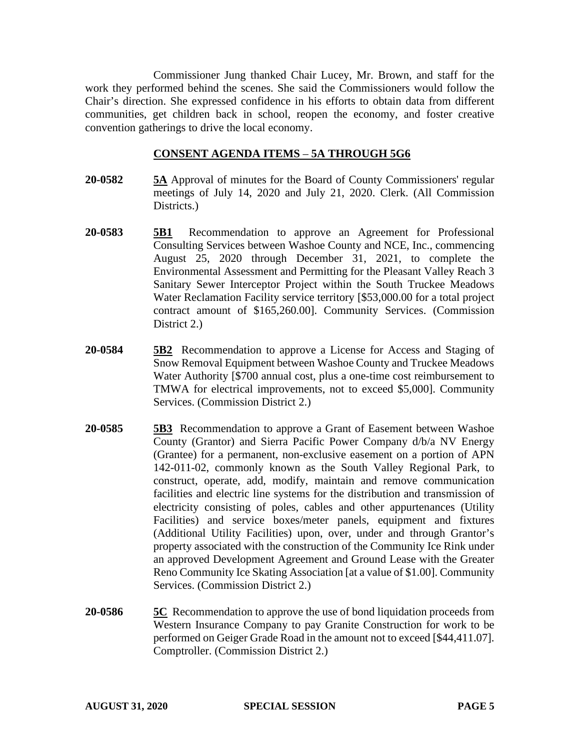Commissioner Jung thanked Chair Lucey, Mr. Brown, and staff for the work they performed behind the scenes. She said the Commissioners would follow the Chair's direction. She expressed confidence in his efforts to obtain data from different communities, get children back in school, reopen the economy, and foster creative convention gatherings to drive the local economy.

## CONSENT AGENDA ITEMS – 5A THROUGH 5G6

**20-0582** **5A** Approval of minutes for the Board of County Commissioners' regular meetings of July 14, 2020 and July 21, 2020. Clerk. (All Commission Districts.)

**20-0583** **5B1** Recommendation to approve an Agreement for Professional Consulting Services between Washoe County and NCE, Inc., commencing August 25, 2020 through December 31, 2021, to complete the Environmental Assessment and Permitting for the Pleasant Valley Reach 3 Sanitary Sewer Interceptor Project within the South Truckee Meadows Water Reclamation Facility service territory [$53,000.00 for a total project contract amount of $165,260.00]. Community Services. (Commission District 2.)

**20-0584** **5B2** Recommendation to approve a License for Access and Staging of Snow Removal Equipment between Washoe County and Truckee Meadows Water Authority [$700 annual cost, plus a one-time cost reimbursement to TMWA for electrical improvements, not to exceed $5,000]. Community Services. (Commission District 2.)

**20-0585** **5B3** Recommendation to approve a Grant of Easement between Washoe County (Grantor) and Sierra Pacific Power Company d/b/a NV Energy (Grantee) for a permanent, non-exclusive easement on a portion of APN 142-011-02, commonly known as the South Valley Regional Park, to construct, operate, add, modify, maintain and remove communication facilities and electric line systems for the distribution and transmission of electricity consisting of poles, cables and other appurtenances (Utility Facilities) and service boxes/meter panels, equipment and fixtures (Additional Utility Facilities) upon, over, under and through Grantor's property associated with the construction of the Community Ice Rink under an approved Development Agreement and Ground Lease with the Greater Reno Community Ice Skating Association [at a value of $1.00]. Community Services. (Commission District 2.)

**20-0586** **5C** Recommendation to approve the use of bond liquidation proceeds from Western Insurance Company to pay Granite Construction for work to be performed on Geiger Grade Road in the amount not to exceed [$44,411.07]. Comptroller. (Commission District 2.)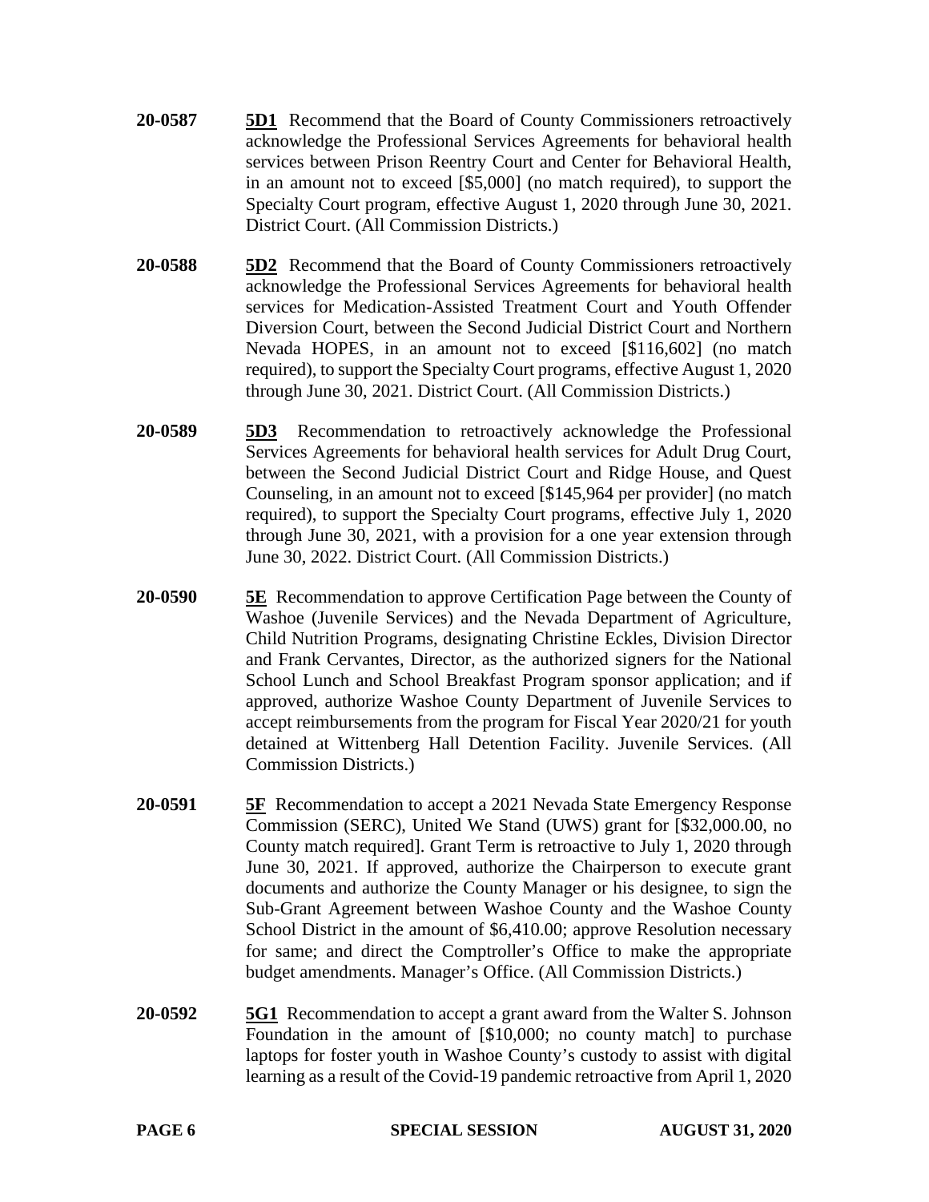**20-0587** **5D1** Recommend that the Board of County Commissioners retroactively acknowledge the Professional Services Agreements for behavioral health services between Prison Reentry Court and Center for Behavioral Health, in an amount not to exceed [$5,000] (no match required), to support the Specialty Court program, effective August 1, 2020 through June 30, 2021. District Court. (All Commission Districts.)

**20-0588** **5D2** Recommend that the Board of County Commissioners retroactively acknowledge the Professional Services Agreements for behavioral health services for Medication-Assisted Treatment Court and Youth Offender Diversion Court, between the Second Judicial District Court and Northern Nevada HOPES, in an amount not to exceed [$116,602] (no match required), to support the Specialty Court programs, effective August 1, 2020 through June 30, 2021. District Court. (All Commission Districts.)

**20-0589** **5D3** Recommendation to retroactively acknowledge the Professional Services Agreements for behavioral health services for Adult Drug Court, between the Second Judicial District Court and Ridge House, and Quest Counseling, in an amount not to exceed [$145,964 per provider] (no match required), to support the Specialty Court programs, effective July 1, 2020 through June 30, 2021, with a provision for a one year extension through June 30, 2022. District Court. (All Commission Districts.)

**20-0590** **5E** Recommendation to approve Certification Page between the County of Washoe (Juvenile Services) and the Nevada Department of Agriculture, Child Nutrition Programs, designating Christine Eckles, Division Director and Frank Cervantes, Director, as the authorized signers for the National School Lunch and School Breakfast Program sponsor application; and if approved, authorize Washoe County Department of Juvenile Services to accept reimbursements from the program for Fiscal Year 2020/21 for youth detained at Wittenberg Hall Detention Facility. Juvenile Services. (All Commission Districts.)

**20-0591** **5F** Recommendation to accept a 2021 Nevada State Emergency Response Commission (SERC), United We Stand (UWS) grant for [$32,000.00, no County match required]. Grant Term is retroactive to July 1, 2020 through June 30, 2021. If approved, authorize the Chairperson to execute grant documents and authorize the County Manager or his designee, to sign the Sub-Grant Agreement between Washoe County and the Washoe County School District in the amount of $6,410.00; approve Resolution necessary for same; and direct the Comptroller's Office to make the appropriate budget amendments. Manager's Office. (All Commission Districts.)

**20-0592** **5G1** Recommendation to accept a grant award from the Walter S. Johnson Foundation in the amount of [$10,000; no county match] to purchase laptops for foster youth in Washoe County's custody to assist with digital learning as a result of the Covid-19 pandemic retroactive from April 1, 2020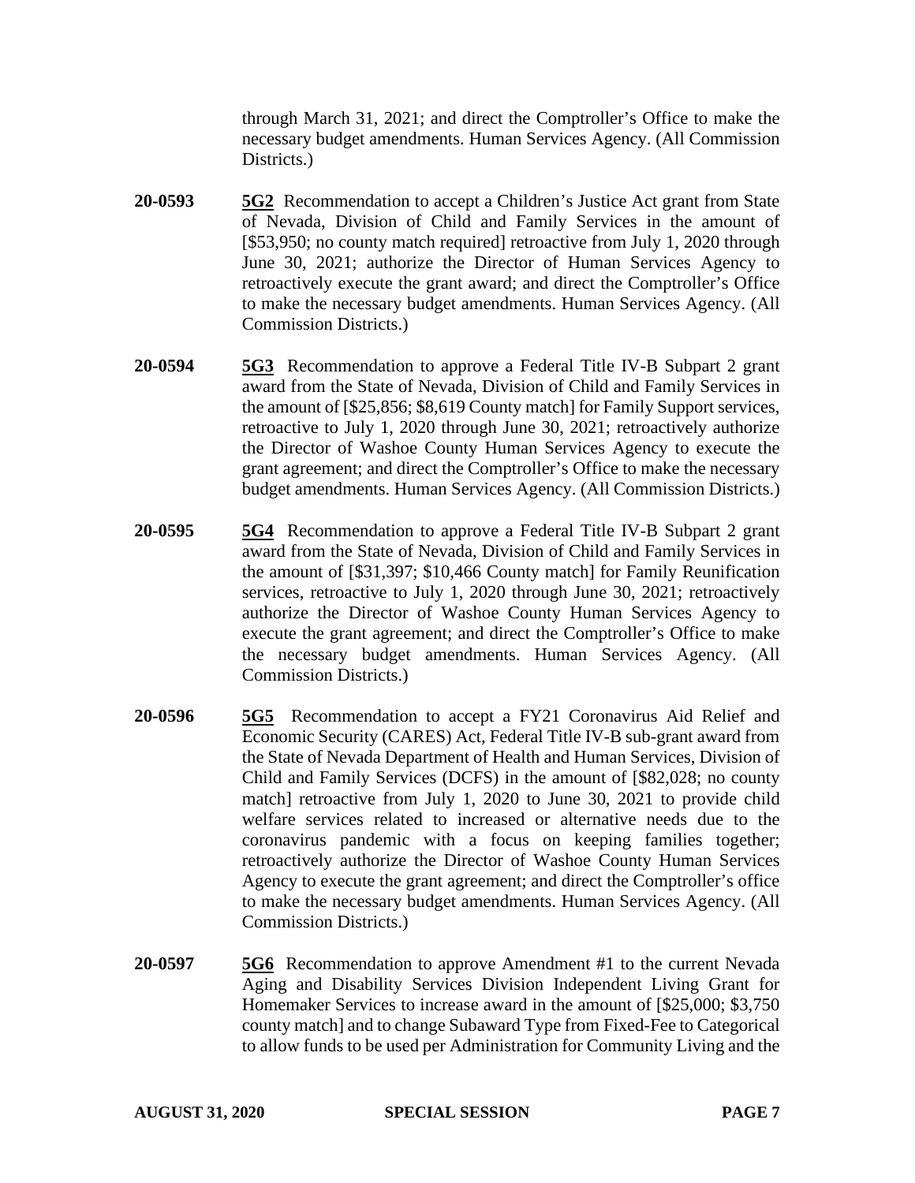through March 31, 2021; and direct the Comptroller's Office to make the necessary budget amendments. Human Services Agency. (All Commission Districts.)

**20-0593** **5G2** Recommendation to accept a Children's Justice Act grant from State of Nevada, Division of Child and Family Services in the amount of [$53,950; no county match required] retroactive from July 1, 2020 through June 30, 2021; authorize the Director of Human Services Agency to retroactively execute the grant award; and direct the Comptroller's Office to make the necessary budget amendments. Human Services Agency. (All Commission Districts.)

**20-0594** **5G3** Recommendation to approve a Federal Title IV-B Subpart 2 grant award from the State of Nevada, Division of Child and Family Services in the amount of [$25,856; $8,619 County match] for Family Support services, retroactive to July 1, 2020 through June 30, 2021; retroactively authorize the Director of Washoe County Human Services Agency to execute the grant agreement; and direct the Comptroller's Office to make the necessary budget amendments. Human Services Agency. (All Commission Districts.)

**20-0595** **5G4** Recommendation to approve a Federal Title IV-B Subpart 2 grant award from the State of Nevada, Division of Child and Family Services in the amount of [$31,397; $10,466 County match] for Family Reunification services, retroactive to July 1, 2020 through June 30, 2021; retroactively authorize the Director of Washoe County Human Services Agency to execute the grant agreement; and direct the Comptroller's Office to make the necessary budget amendments. Human Services Agency. (All Commission Districts.)

**20-0596** **5G5** Recommendation to accept a FY21 Coronavirus Aid Relief and Economic Security (CARES) Act, Federal Title IV-B sub-grant award from the State of Nevada Department of Health and Human Services, Division of Child and Family Services (DCFS) in the amount of [$82,028; no county match] retroactive from July 1, 2020 to June 30, 2021 to provide child welfare services related to increased or alternative needs due to the coronavirus pandemic with a focus on keeping families together; retroactively authorize the Director of Washoe County Human Services Agency to execute the grant agreement; and direct the Comptroller's office to make the necessary budget amendments. Human Services Agency. (All Commission Districts.)

**20-0597** **5G6** Recommendation to approve Amendment #1 to the current Nevada Aging and Disability Services Division Independent Living Grant for Homemaker Services to increase award in the amount of [$25,000; $3,750 county match] and to change Subaward Type from Fixed-Fee to Categorical to allow funds to be used per Administration for Community Living and the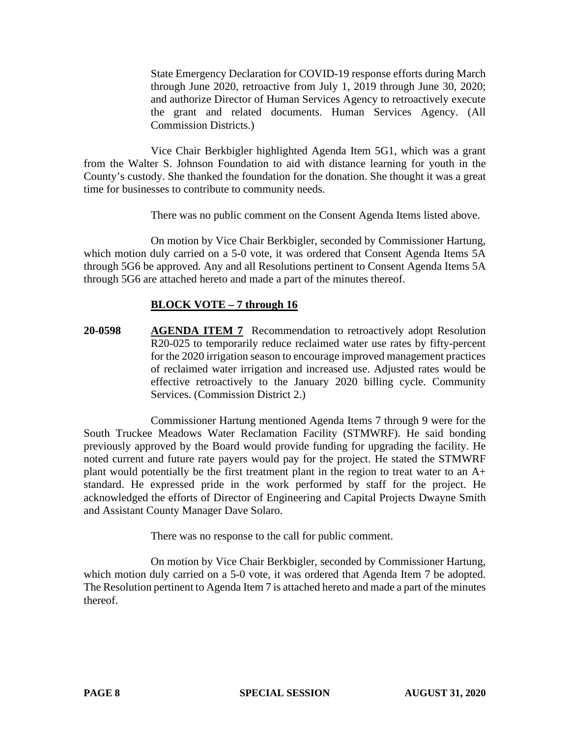State Emergency Declaration for COVID-19 response efforts during March through June 2020, retroactive from July 1, 2019 through June 30, 2020; and authorize Director of Human Services Agency to retroactively execute the grant and related documents. Human Services Agency. (All Commission Districts.)

Vice Chair Berkbigler highlighted Agenda Item 5G1, which was a grant from the Walter S. Johnson Foundation to aid with distance learning for youth in the County's custody. She thanked the foundation for the donation. She thought it was a great time for businesses to contribute to community needs.

There was no public comment on the Consent Agenda Items listed above.

On motion by Vice Chair Berkbigler, seconded by Commissioner Hartung, which motion duly carried on a 5-0 vote, it was ordered that Consent Agenda Items 5A through 5G6 be approved. Any and all Resolutions pertinent to Consent Agenda Items 5A through 5G6 are attached hereto and made a part of the minutes thereof.

**BLOCK VOTE – 7 through 16**

**20-0598** **AGENDA ITEM 7** Recommendation to retroactively adopt Resolution R20-025 to temporarily reduce reclaimed water use rates by fifty-percent for the 2020 irrigation season to encourage improved management practices of reclaimed water irrigation and increased use. Adjusted rates would be effective retroactively to the January 2020 billing cycle. Community Services. (Commission District 2.)

Commissioner Hartung mentioned Agenda Items 7 through 9 were for the South Truckee Meadows Water Reclamation Facility (STMWRF). He said bonding previously approved by the Board would provide funding for upgrading the facility. He noted current and future rate payers would pay for the project. He stated the STMWRF plant would potentially be the first treatment plant in the region to treat water to an A+ standard. He expressed pride in the work performed by staff for the project. He acknowledged the efforts of Director of Engineering and Capital Projects Dwayne Smith and Assistant County Manager Dave Solaro.

There was no response to the call for public comment.

On motion by Vice Chair Berkbigler, seconded by Commissioner Hartung, which motion duly carried on a 5-0 vote, it was ordered that Agenda Item 7 be adopted. The Resolution pertinent to Agenda Item 7 is attached hereto and made a part of the minutes thereof.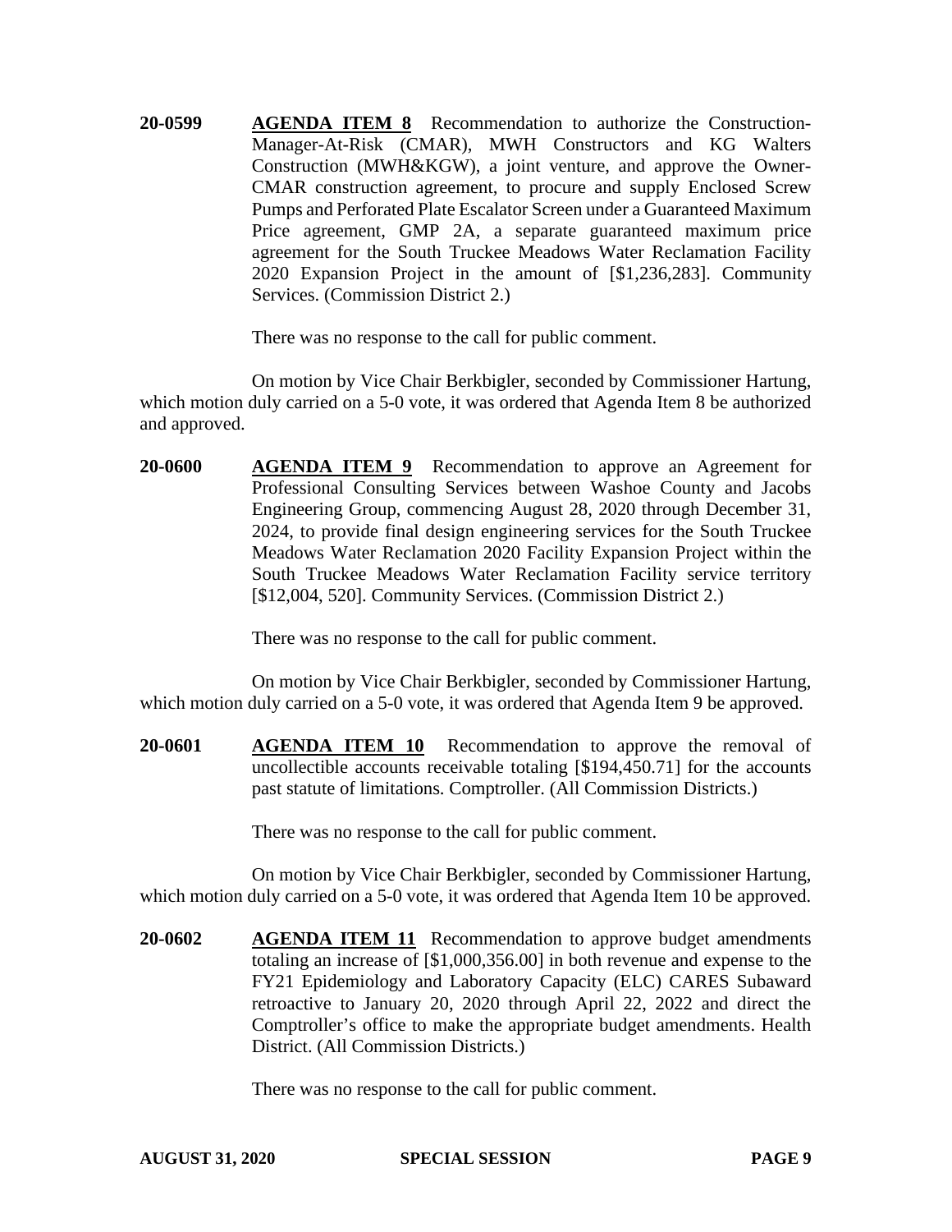**20-0599** **AGENDA ITEM 8** Recommendation to authorize the Construction-Manager-At-Risk (CMAR), MWH Constructors and KG Walters Construction (MWH&KGW), a joint venture, and approve the Owner-CMAR construction agreement, to procure and supply Enclosed Screw Pumps and Perforated Plate Escalator Screen under a Guaranteed Maximum Price agreement, GMP 2A, a separate guaranteed maximum price agreement for the South Truckee Meadows Water Reclamation Facility 2020 Expansion Project in the amount of [$1,236,283]. Community Services. (Commission District 2.)

There was no response to the call for public comment.

On motion by Vice Chair Berkbigler, seconded by Commissioner Hartung, which motion duly carried on a 5-0 vote, it was ordered that Agenda Item 8 be authorized and approved.

**20-0600** **AGENDA ITEM 9** Recommendation to approve an Agreement for Professional Consulting Services between Washoe County and Jacobs Engineering Group, commencing August 28, 2020 through December 31, 2024, to provide final design engineering services for the South Truckee Meadows Water Reclamation 2020 Facility Expansion Project within the South Truckee Meadows Water Reclamation Facility service territory [$12,004, 520]. Community Services. (Commission District 2.)

There was no response to the call for public comment.

On motion by Vice Chair Berkbigler, seconded by Commissioner Hartung, which motion duly carried on a 5-0 vote, it was ordered that Agenda Item 9 be approved.

**20-0601** **AGENDA ITEM 10** Recommendation to approve the removal of uncollectible accounts receivable totaling [$194,450.71] for the accounts past statute of limitations. Comptroller. (All Commission Districts.)

There was no response to the call for public comment.

On motion by Vice Chair Berkbigler, seconded by Commissioner Hartung, which motion duly carried on a 5-0 vote, it was ordered that Agenda Item 10 be approved.

**20-0602** **AGENDA ITEM 11** Recommendation to approve budget amendments totaling an increase of [$1,000,356.00] in both revenue and expense to the FY21 Epidemiology and Laboratory Capacity (ELC) CARES Subaward retroactive to January 20, 2020 through April 22, 2022 and direct the Comptroller's office to make the appropriate budget amendments. Health District. (All Commission Districts.)

There was no response to the call for public comment.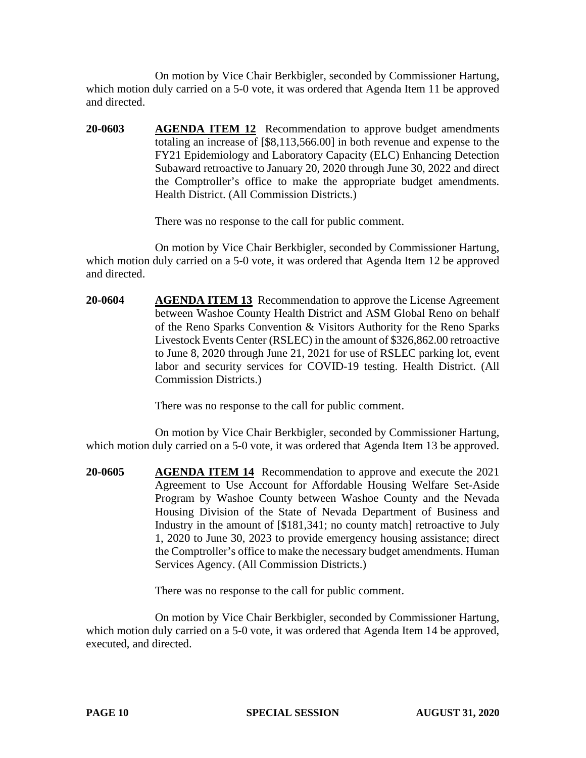On motion by Vice Chair Berkbigler, seconded by Commissioner Hartung, which motion duly carried on a 5-0 vote, it was ordered that Agenda Item 11 be approved and directed.

**20-0603** **AGENDA ITEM 12** Recommendation to approve budget amendments totaling an increase of [$8,113,566.00] in both revenue and expense to the FY21 Epidemiology and Laboratory Capacity (ELC) Enhancing Detection Subaward retroactive to January 20, 2020 through June 30, 2022 and direct the Comptroller's office to make the appropriate budget amendments. Health District. (All Commission Districts.)

There was no response to the call for public comment.

On motion by Vice Chair Berkbigler, seconded by Commissioner Hartung, which motion duly carried on a 5-0 vote, it was ordered that Agenda Item 12 be approved and directed.

**20-0604** **AGENDA ITEM 13** Recommendation to approve the License Agreement between Washoe County Health District and ASM Global Reno on behalf of the Reno Sparks Convention & Visitors Authority for the Reno Sparks Livestock Events Center (RSLEC) in the amount of $326,862.00 retroactive to June 8, 2020 through June 21, 2021 for use of RSLEC parking lot, event labor and security services for COVID-19 testing. Health District. (All Commission Districts.)

There was no response to the call for public comment.

On motion by Vice Chair Berkbigler, seconded by Commissioner Hartung, which motion duly carried on a 5-0 vote, it was ordered that Agenda Item 13 be approved.

**20-0605** **AGENDA ITEM 14** Recommendation to approve and execute the 2021 Agreement to Use Account for Affordable Housing Welfare Set-Aside Program by Washoe County between Washoe County and the Nevada Housing Division of the State of Nevada Department of Business and Industry in the amount of [$181,341; no county match] retroactive to July 1, 2020 to June 30, 2023 to provide emergency housing assistance; direct the Comptroller's office to make the necessary budget amendments. Human Services Agency. (All Commission Districts.)

There was no response to the call for public comment.

On motion by Vice Chair Berkbigler, seconded by Commissioner Hartung, which motion duly carried on a 5-0 vote, it was ordered that Agenda Item 14 be approved, executed, and directed.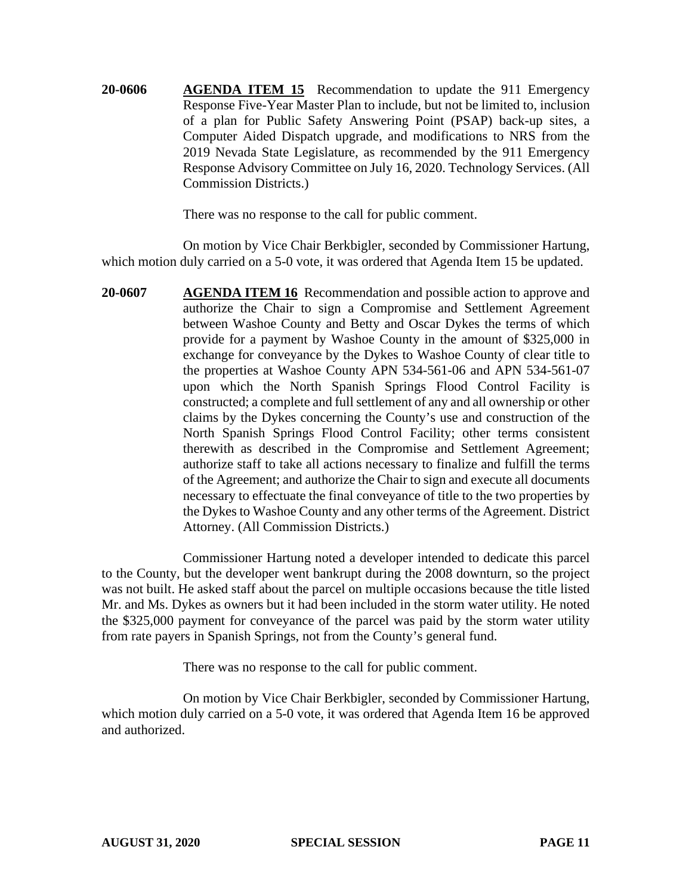**20-0606** **AGENDA ITEM 15** Recommendation to update the 911 Emergency Response Five-Year Master Plan to include, but not be limited to, inclusion of a plan for Public Safety Answering Point (PSAP) back-up sites, a Computer Aided Dispatch upgrade, and modifications to NRS from the 2019 Nevada State Legislature, as recommended by the 911 Emergency Response Advisory Committee on July 16, 2020. Technology Services. (All Commission Districts.)

There was no response to the call for public comment.

On motion by Vice Chair Berkbigler, seconded by Commissioner Hartung, which motion duly carried on a 5-0 vote, it was ordered that Agenda Item 15 be updated.

**20-0607** **AGENDA ITEM 16** Recommendation and possible action to approve and authorize the Chair to sign a Compromise and Settlement Agreement between Washoe County and Betty and Oscar Dykes the terms of which provide for a payment by Washoe County in the amount of $325,000 in exchange for conveyance by the Dykes to Washoe County of clear title to the properties at Washoe County APN 534-561-06 and APN 534-561-07 upon which the North Spanish Springs Flood Control Facility is constructed; a complete and full settlement of any and all ownership or other claims by the Dykes concerning the County's use and construction of the North Spanish Springs Flood Control Facility; other terms consistent therewith as described in the Compromise and Settlement Agreement; authorize staff to take all actions necessary to finalize and fulfill the terms of the Agreement; and authorize the Chair to sign and execute all documents necessary to effectuate the final conveyance of title to the two properties by the Dykes to Washoe County and any other terms of the Agreement. District Attorney. (All Commission Districts.)

Commissioner Hartung noted a developer intended to dedicate this parcel to the County, but the developer went bankrupt during the 2008 downturn, so the project was not built. He asked staff about the parcel on multiple occasions because the title listed Mr. and Ms. Dykes as owners but it had been included in the storm water utility. He noted the $325,000 payment for conveyance of the parcel was paid by the storm water utility from rate payers in Spanish Springs, not from the County's general fund.

There was no response to the call for public comment.

On motion by Vice Chair Berkbigler, seconded by Commissioner Hartung, which motion duly carried on a 5-0 vote, it was ordered that Agenda Item 16 be approved and authorized.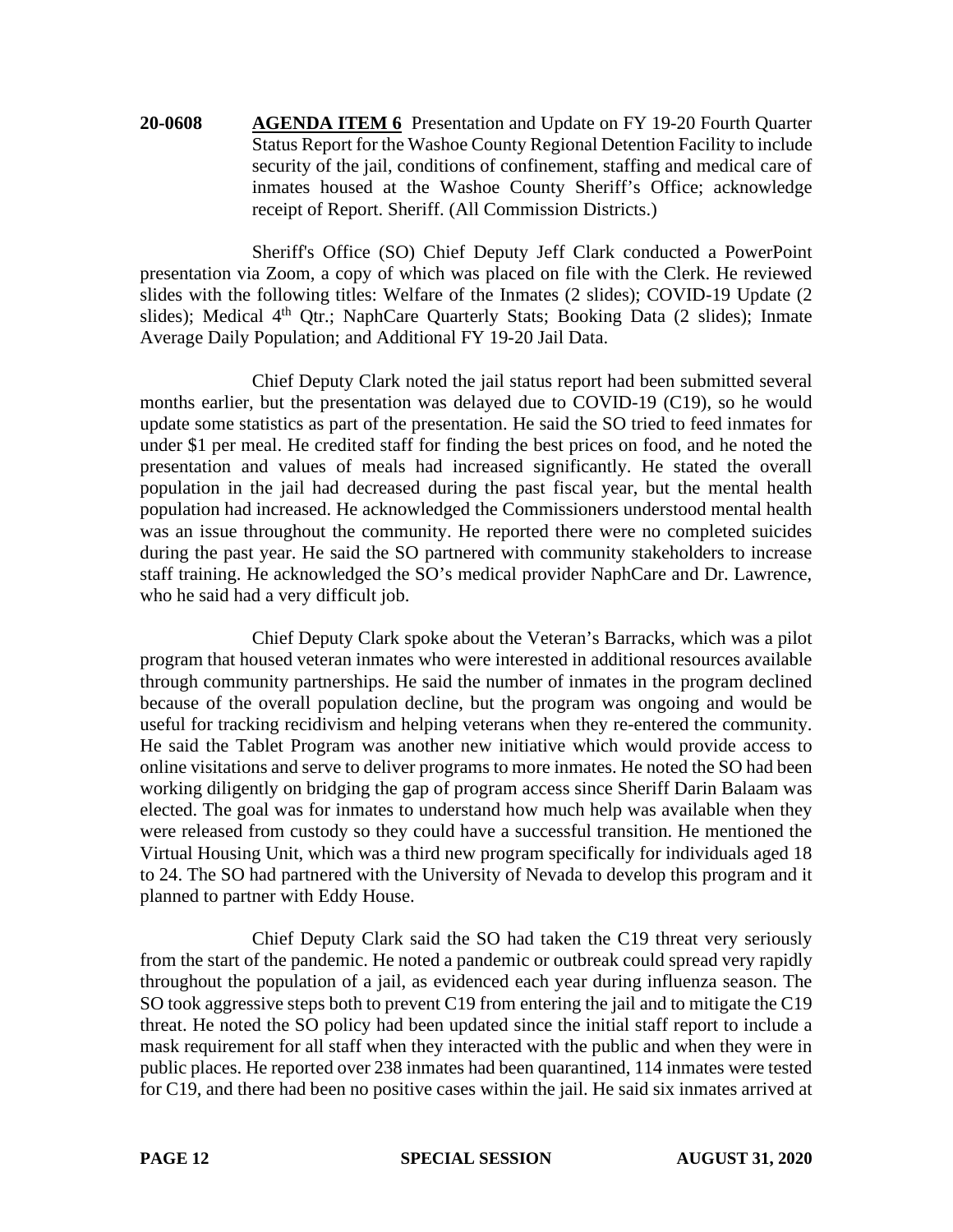**20-0608** **AGENDA ITEM 6** Presentation and Update on FY 19-20 Fourth Quarter Status Report for the Washoe County Regional Detention Facility to include security of the jail, conditions of confinement, staffing and medical care of inmates housed at the Washoe County Sheriff's Office; acknowledge receipt of Report. Sheriff. (All Commission Districts.)

Sheriff's Office (SO) Chief Deputy Jeff Clark conducted a PowerPoint presentation via Zoom, a copy of which was placed on file with the Clerk. He reviewed slides with the following titles: Welfare of the Inmates (2 slides); COVID-19 Update (2 slides); Medical 4th Qtr.; NaphCare Quarterly Stats; Booking Data (2 slides); Inmate Average Daily Population; and Additional FY 19-20 Jail Data.

Chief Deputy Clark noted the jail status report had been submitted several months earlier, but the presentation was delayed due to COVID-19 (C19), so he would update some statistics as part of the presentation. He said the SO tried to feed inmates for under $1 per meal. He credited staff for finding the best prices on food, and he noted the presentation and values of meals had increased significantly. He stated the overall population in the jail had decreased during the past fiscal year, but the mental health population had increased. He acknowledged the Commissioners understood mental health was an issue throughout the community. He reported there were no completed suicides during the past year. He said the SO partnered with community stakeholders to increase staff training. He acknowledged the SO's medical provider NaphCare and Dr. Lawrence, who he said had a very difficult job.

Chief Deputy Clark spoke about the Veteran's Barracks, which was a pilot program that housed veteran inmates who were interested in additional resources available through community partnerships. He said the number of inmates in the program declined because of the overall population decline, but the program was ongoing and would be useful for tracking recidivism and helping veterans when they re-entered the community. He said the Tablet Program was another new initiative which would provide access to online visitations and serve to deliver programs to more inmates. He noted the SO had been working diligently on bridging the gap of program access since Sheriff Darin Balaam was elected. The goal was for inmates to understand how much help was available when they were released from custody so they could have a successful transition. He mentioned the Virtual Housing Unit, which was a third new program specifically for individuals aged 18 to 24. The SO had partnered with the University of Nevada to develop this program and it planned to partner with Eddy House.

Chief Deputy Clark said the SO had taken the C19 threat very seriously from the start of the pandemic. He noted a pandemic or outbreak could spread very rapidly throughout the population of a jail, as evidenced each year during influenza season. The SO took aggressive steps both to prevent C19 from entering the jail and to mitigate the C19 threat. He noted the SO policy had been updated since the initial staff report to include a mask requirement for all staff when they interacted with the public and when they were in public places. He reported over 238 inmates had been quarantined, 114 inmates were tested for C19, and there had been no positive cases within the jail. He said six inmates arrived at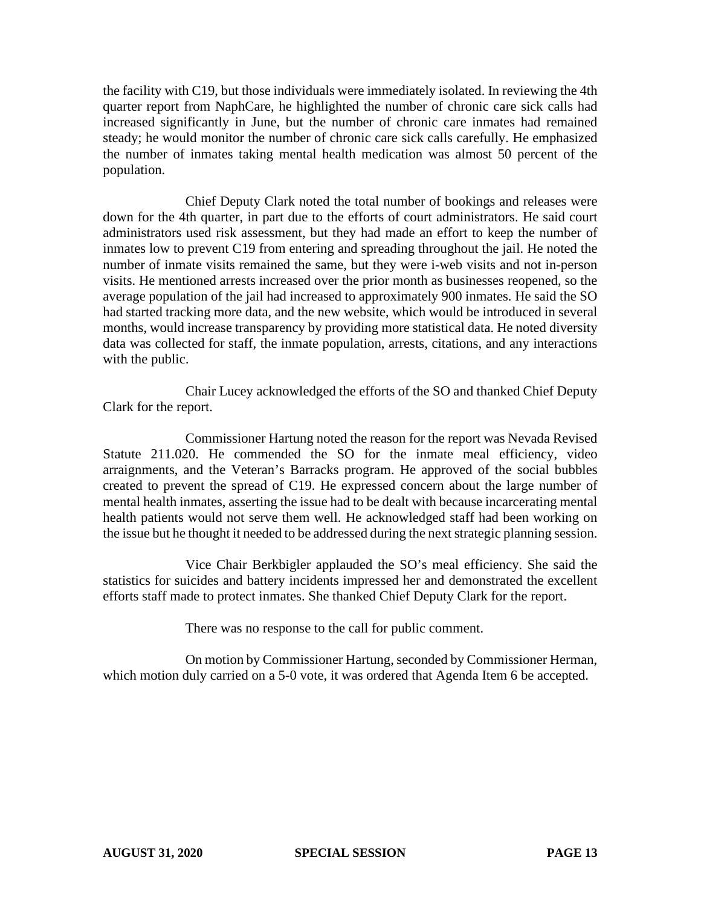the facility with C19, but those individuals were immediately isolated. In reviewing the 4th quarter report from NaphCare, he highlighted the number of chronic care sick calls had increased significantly in June, but the number of chronic care inmates had remained steady; he would monitor the number of chronic care sick calls carefully. He emphasized the number of inmates taking mental health medication was almost 50 percent of the population.

Chief Deputy Clark noted the total number of bookings and releases were down for the 4th quarter, in part due to the efforts of court administrators. He said court administrators used risk assessment, but they had made an effort to keep the number of inmates low to prevent C19 from entering and spreading throughout the jail. He noted the number of inmate visits remained the same, but they were i-web visits and not in-person visits. He mentioned arrests increased over the prior month as businesses reopened, so the average population of the jail had increased to approximately 900 inmates. He said the SO had started tracking more data, and the new website, which would be introduced in several months, would increase transparency by providing more statistical data. He noted diversity data was collected for staff, the inmate population, arrests, citations, and any interactions with the public.

Chair Lucey acknowledged the efforts of the SO and thanked Chief Deputy Clark for the report.

Commissioner Hartung noted the reason for the report was Nevada Revised Statute 211.020. He commended the SO for the inmate meal efficiency, video arraignments, and the Veteran's Barracks program. He approved of the social bubbles created to prevent the spread of C19. He expressed concern about the large number of mental health inmates, asserting the issue had to be dealt with because incarcerating mental health patients would not serve them well. He acknowledged staff had been working on the issue but he thought it needed to be addressed during the next strategic planning session.

Vice Chair Berkbigler applauded the SO's meal efficiency. She said the statistics for suicides and battery incidents impressed her and demonstrated the excellent efforts staff made to protect inmates. She thanked Chief Deputy Clark for the report.

There was no response to the call for public comment.

On motion by Commissioner Hartung, seconded by Commissioner Herman, which motion duly carried on a 5-0 vote, it was ordered that Agenda Item 6 be accepted.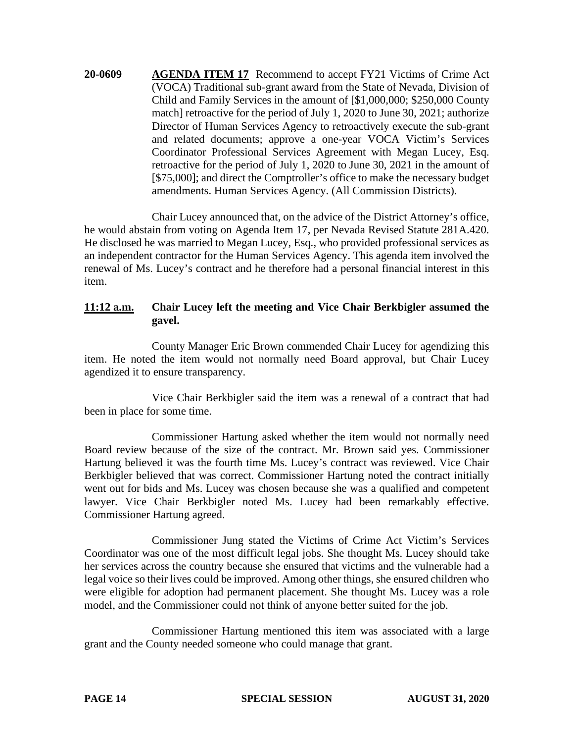**20-0609** **AGENDA ITEM 17** Recommend to accept FY21 Victims of Crime Act (VOCA) Traditional sub-grant award from the State of Nevada, Division of Child and Family Services in the amount of [$1,000,000; $250,000 County match] retroactive for the period of July 1, 2020 to June 30, 2021; authorize Director of Human Services Agency to retroactively execute the sub-grant and related documents; approve a one-year VOCA Victim's Services Coordinator Professional Services Agreement with Megan Lucey, Esq. retroactive for the period of July 1, 2020 to June 30, 2021 in the amount of [$75,000]; and direct the Comptroller's office to make the necessary budget amendments. Human Services Agency. (All Commission Districts).

Chair Lucey announced that, on the advice of the District Attorney's office, he would abstain from voting on Agenda Item 17, per Nevada Revised Statute 281A.420. He disclosed he was married to Megan Lucey, Esq., who provided professional services as an independent contractor for the Human Services Agency. This agenda item involved the renewal of Ms. Lucey's contract and he therefore had a personal financial interest in this item.

**11:12 a.m.** **Chair Lucey left the meeting and Vice Chair Berkbigler assumed the gavel.**

County Manager Eric Brown commended Chair Lucey for agendizing this item. He noted the item would not normally need Board approval, but Chair Lucey agendized it to ensure transparency.

Vice Chair Berkbigler said the item was a renewal of a contract that had been in place for some time.

Commissioner Hartung asked whether the item would not normally need Board review because of the size of the contract. Mr. Brown said yes. Commissioner Hartung believed it was the fourth time Ms. Lucey's contract was reviewed. Vice Chair Berkbigler believed that was correct. Commissioner Hartung noted the contract initially went out for bids and Ms. Lucey was chosen because she was a qualified and competent lawyer. Vice Chair Berkbigler noted Ms. Lucey had been remarkably effective. Commissioner Hartung agreed.

Commissioner Jung stated the Victims of Crime Act Victim's Services Coordinator was one of the most difficult legal jobs. She thought Ms. Lucey should take her services across the country because she ensured that victims and the vulnerable had a legal voice so their lives could be improved. Among other things, she ensured children who were eligible for adoption had permanent placement. She thought Ms. Lucey was a role model, and the Commissioner could not think of anyone better suited for the job.

Commissioner Hartung mentioned this item was associated with a large grant and the County needed someone who could manage that grant.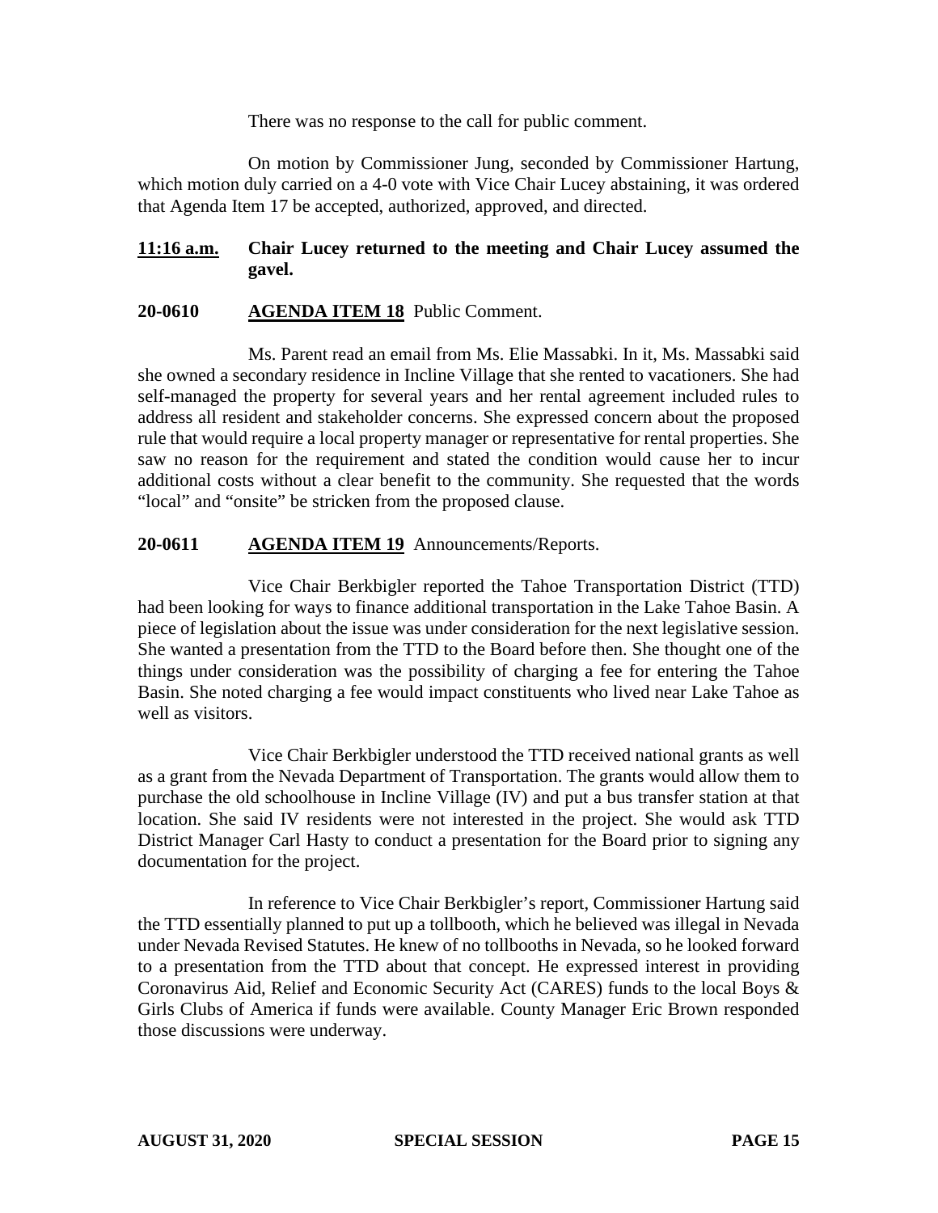There was no response to the call for public comment.

On motion by Commissioner Jung, seconded by Commissioner Hartung, which motion duly carried on a 4-0 vote with Vice Chair Lucey abstaining, it was ordered that Agenda Item 17 be accepted, authorized, approved, and directed.

**11:16 a.m.** **Chair Lucey returned to the meeting and Chair Lucey assumed the gavel.**

**20-0610** **AGENDA ITEM 18** Public Comment.

Ms. Parent read an email from Ms. Elie Massabki. In it, Ms. Massabki said she owned a secondary residence in Incline Village that she rented to vacationers. She had self-managed the property for several years and her rental agreement included rules to address all resident and stakeholder concerns. She expressed concern about the proposed rule that would require a local property manager or representative for rental properties. She saw no reason for the requirement and stated the condition would cause her to incur additional costs without a clear benefit to the community. She requested that the words "local" and "onsite" be stricken from the proposed clause.

**20-0611** **AGENDA ITEM 19** Announcements/Reports.

Vice Chair Berkbigler reported the Tahoe Transportation District (TTD) had been looking for ways to finance additional transportation in the Lake Tahoe Basin. A piece of legislation about the issue was under consideration for the next legislative session. She wanted a presentation from the TTD to the Board before then. She thought one of the things under consideration was the possibility of charging a fee for entering the Tahoe Basin. She noted charging a fee would impact constituents who lived near Lake Tahoe as well as visitors.

Vice Chair Berkbigler understood the TTD received national grants as well as a grant from the Nevada Department of Transportation. The grants would allow them to purchase the old schoolhouse in Incline Village (IV) and put a bus transfer station at that location. She said IV residents were not interested in the project. She would ask TTD District Manager Carl Hasty to conduct a presentation for the Board prior to signing any documentation for the project.

In reference to Vice Chair Berkbigler's report, Commissioner Hartung said the TTD essentially planned to put up a tollbooth, which he believed was illegal in Nevada under Nevada Revised Statutes. He knew of no tollbooths in Nevada, so he looked forward to a presentation from the TTD about that concept. He expressed interest in providing Coronavirus Aid, Relief and Economic Security Act (CARES) funds to the local Boys & Girls Clubs of America if funds were available. County Manager Eric Brown responded those discussions were underway.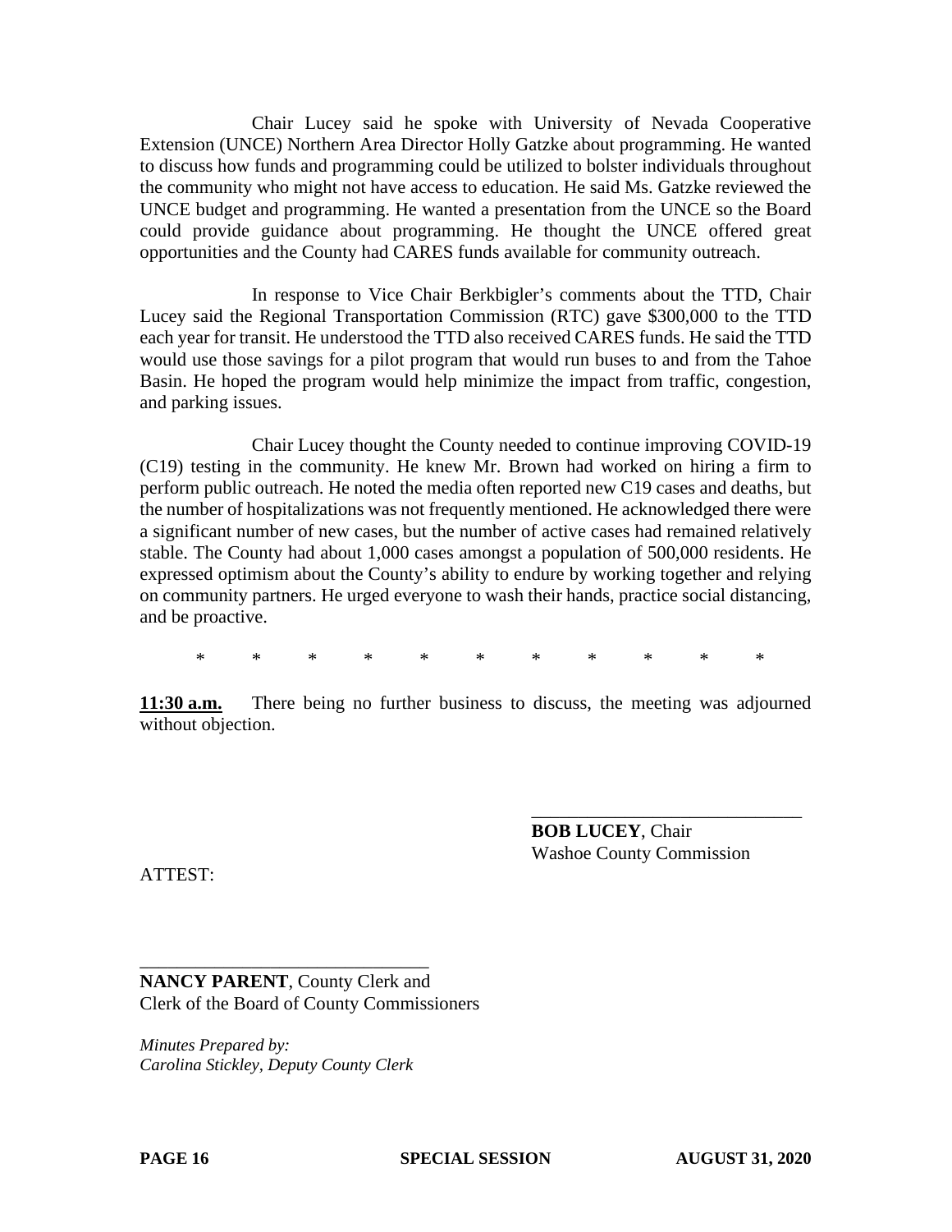Chair Lucey said he spoke with University of Nevada Cooperative Extension (UNCE) Northern Area Director Holly Gatzke about programming. He wanted to discuss how funds and programming could be utilized to bolster individuals throughout the community who might not have access to education. He said Ms. Gatzke reviewed the UNCE budget and programming. He wanted a presentation from the UNCE so the Board could provide guidance about programming. He thought the UNCE offered great opportunities and the County had CARES funds available for community outreach.

In response to Vice Chair Berkbigler's comments about the TTD, Chair Lucey said the Regional Transportation Commission (RTC) gave $300,000 to the TTD each year for transit. He understood the TTD also received CARES funds. He said the TTD would use those savings for a pilot program that would run buses to and from the Tahoe Basin. He hoped the program would help minimize the impact from traffic, congestion, and parking issues.

Chair Lucey thought the County needed to continue improving COVID-19 (C19) testing in the community. He knew Mr. Brown had worked on hiring a firm to perform public outreach. He noted the media often reported new C19 cases and deaths, but the number of hospitalizations was not frequently mentioned. He acknowledged there were a significant number of new cases, but the number of active cases had remained relatively stable. The County had about 1,000 cases amongst a population of 500,000 residents. He expressed optimism about the County's ability to endure by working together and relying on community partners. He urged everyone to wash their hands, practice social distancing, and be proactive.

\* \* \* \* \* \* \* \* \* \* \*

**11:30 a.m.** There being no further business to discuss, the meeting was adjourned without objection.

\_\_\_\_\_\_\_\_\_\_\_\_\_\_\_\_\_\_\_\_\_\_\_\_\_\_\_\_\_\_
**BOB LUCEY**, Chair
Washoe County Commission

ATTEST:

\_\_\_\_\_\_\_\_\_\_\_\_\_\_\_\_\_\_\_\_\_\_\_\_\_\_\_\_\_\_
**NANCY PARENT**, County Clerk and
Clerk of the Board of County Commissioners

*Minutes Prepared by:*
*Carolina Stickley, Deputy County Clerk*